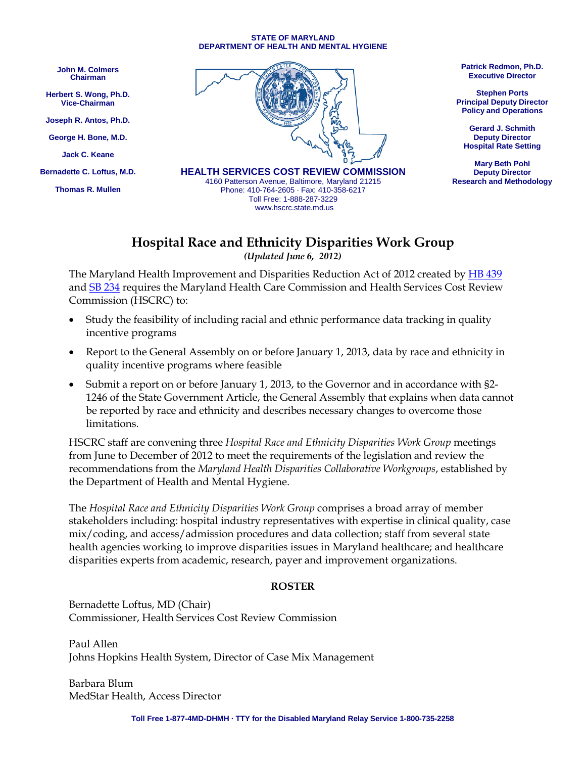STATE OF MARYLAND
DEPARTMENT OF HEALTH AND MENTAL HYGIENE

**John M. Colmers**
Chairman

**Herbert S. Wong, Ph.D.**
Vice-Chairman

**Joseph R. Antos, Ph.D.**

**George H. Bone, M.D.**

**Jack C. Keane**

**Bernadette C. Loftus, M.D.**

**Thomas R. Mullen**

**HEALTH SERVICES COST REVIEW COMMISSION**
4160 Patterson Avenue, Baltimore, Maryland 21215
Phone: 410-764-2605 · Fax: 410-358-6217
Toll Free: 1-888-287-3229
www.hscrc.state.md.us

**Patrick Redmon, Ph.D.**
Executive Director

**Stephen Ports**
Principal Deputy Director
Policy and Operations

**Gerard J. Schmith**
Deputy Director
Hospital Rate Setting

**Mary Beth Pohl**
Deputy Director
Research and Methodology

# Hospital Race and Ethnicity Disparities Work Group

*(Updated June 6, 2012)*

The Maryland Health Improvement and Disparities Reduction Act of 2012 created by HB 439 and SB 234 requires the Maryland Health Care Commission and Health Services Cost Review Commission (HSCRC) to:

- Study the feasibility of including racial and ethnic performance data tracking in quality incentive programs
- Report to the General Assembly on or before January 1, 2013, data by race and ethnicity in quality incentive programs where feasible
- Submit a report on or before January 1, 2013, to the Governor and in accordance with §2-1246 of the State Government Article, the General Assembly that explains when data cannot be reported by race and ethnicity and describes necessary changes to overcome those limitations.

HSCRC staff are convening three *Hospital Race and Ethnicity Disparities Work Group* meetings from June to December of 2012 to meet the requirements of the legislation and review the recommendations from the *Maryland Health Disparities Collaborative Workgroups*, established by the Department of Health and Mental Hygiene.

The *Hospital Race and Ethnicity Disparities Work Group* comprises a broad array of member stakeholders including: hospital industry representatives with expertise in clinical quality, case mix/coding, and access/admission procedures and data collection; staff from several state health agencies working to improve disparities issues in Maryland healthcare; and healthcare disparities experts from academic, research, payer and improvement organizations.

**ROSTER**

Bernadette Loftus, MD (Chair)
Commissioner, Health Services Cost Review Commission

Paul Allen
Johns Hopkins Health System, Director of Case Mix Management

Barbara Blum
MedStar Health, Access Director

Toll Free 1-877-4MD-DHMH · TTY for the Disabled Maryland Relay Service 1-800-735-2258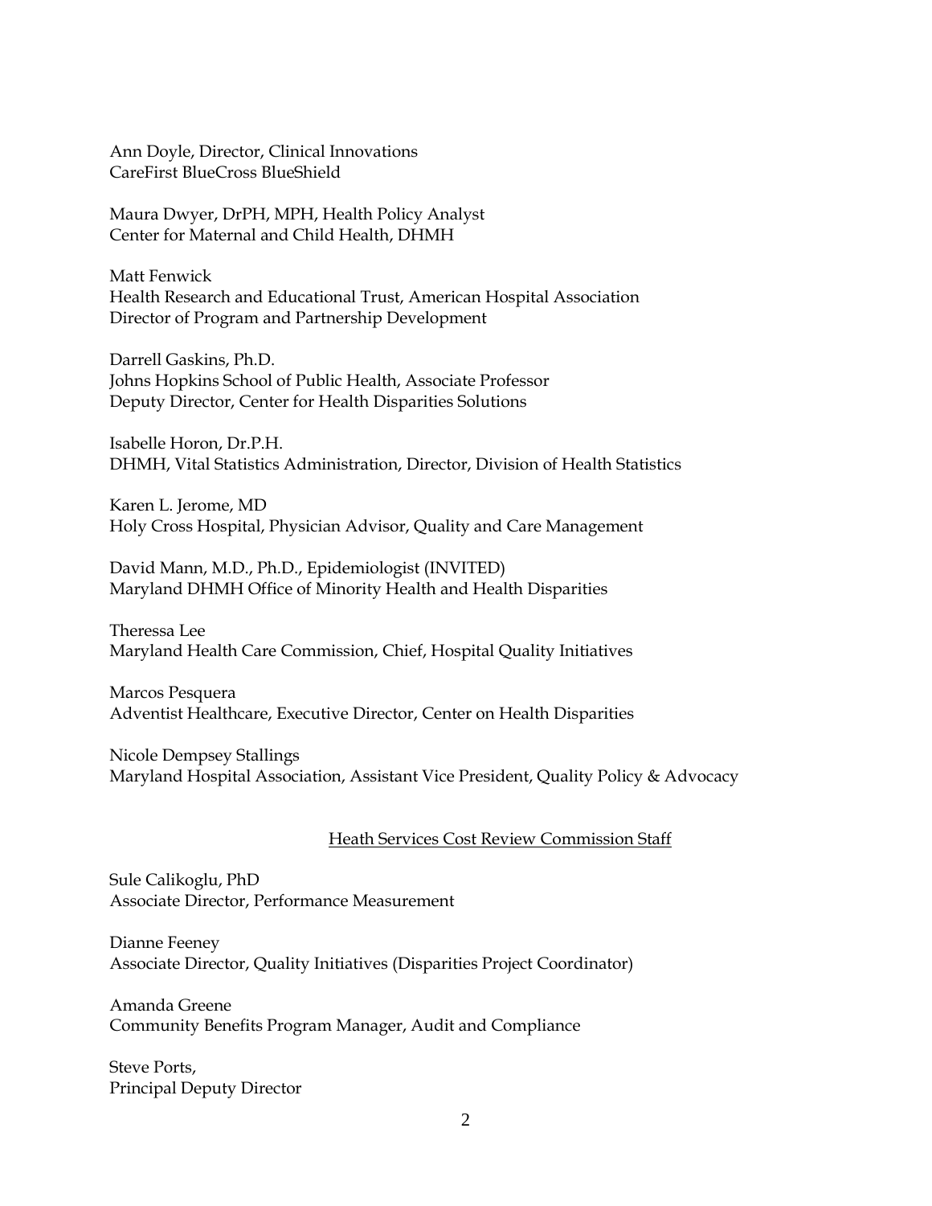Ann Doyle, Director, Clinical Innovations
CareFirst BlueCross BlueShield

Maura Dwyer, DrPH, MPH, Health Policy Analyst
Center for Maternal and Child Health, DHMH

Matt Fenwick
Health Research and Educational Trust, American Hospital Association
Director of Program and Partnership Development

Darrell Gaskins, Ph.D.
Johns Hopkins School of Public Health, Associate Professor
Deputy Director, Center for Health Disparities Solutions

Isabelle Horon, Dr.P.H.
DHMH, Vital Statistics Administration, Director, Division of Health Statistics

Karen L. Jerome, MD
Holy Cross Hospital, Physician Advisor, Quality and Care Management

David Mann, M.D., Ph.D., Epidemiologist (INVITED)
Maryland DHMH Office of Minority Health and Health Disparities

Theressa Lee
Maryland Health Care Commission, Chief, Hospital Quality Initiatives

Marcos Pesquera
Adventist Healthcare, Executive Director, Center on Health Disparities

Nicole Dempsey Stallings
Maryland Hospital Association, Assistant Vice President, Quality Policy & Advocacy

<u>Heath Services Cost Review Commission Staff</u>

Sule Calikoglu, PhD
Associate Director, Performance Measurement

Dianne Feeney
Associate Director, Quality Initiatives (Disparities Project Coordinator)

Amanda Greene
Community Benefits Program Manager, Audit and Compliance

Steve Ports,
Principal Deputy Director